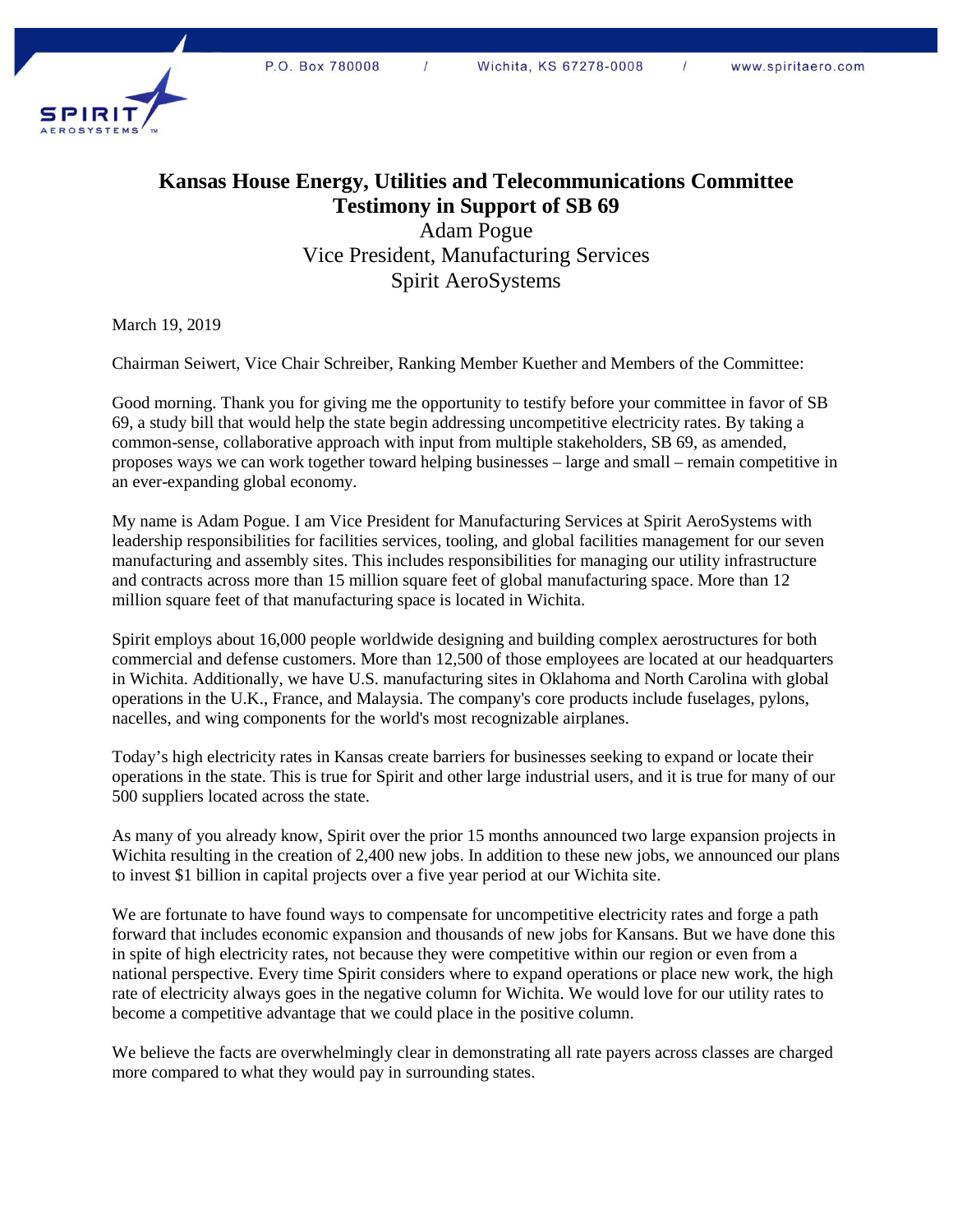# Kansas House Energy, Utilities and Telecommunications Committee
# Testimony in Support of SB 69

Adam Pogue
Vice President, Manufacturing Services
Spirit AeroSystems

March 19, 2019

Chairman Seiwert, Vice Chair Schreiber, Ranking Member Kuether and Members of the Committee:

Good morning. Thank you for giving me the opportunity to testify before your committee in favor of SB 69, a study bill that would help the state begin addressing uncompetitive electricity rates. By taking a common-sense, collaborative approach with input from multiple stakeholders, SB 69, as amended, proposes ways we can work together toward helping businesses – large and small – remain competitive in an ever-expanding global economy.

My name is Adam Pogue. I am Vice President for Manufacturing Services at Spirit AeroSystems with leadership responsibilities for facilities services, tooling, and global facilities management for our seven manufacturing and assembly sites. This includes responsibilities for managing our utility infrastructure and contracts across more than 15 million square feet of global manufacturing space. More than 12 million square feet of that manufacturing space is located in Wichita.

Spirit employs about 16,000 people worldwide designing and building complex aerostructures for both commercial and defense customers. More than 12,500 of those employees are located at our headquarters in Wichita. Additionally, we have U.S. manufacturing sites in Oklahoma and North Carolina with global operations in the U.K., France, and Malaysia. The company's core products include fuselages, pylons, nacelles, and wing components for the world's most recognizable airplanes.

Today's high electricity rates in Kansas create barriers for businesses seeking to expand or locate their operations in the state. This is true for Spirit and other large industrial users, and it is true for many of our 500 suppliers located across the state.

As many of you already know, Spirit over the prior 15 months announced two large expansion projects in Wichita resulting in the creation of 2,400 new jobs. In addition to these new jobs, we announced our plans to invest $1 billion in capital projects over a five year period at our Wichita site.

We are fortunate to have found ways to compensate for uncompetitive electricity rates and forge a path forward that includes economic expansion and thousands of new jobs for Kansans. But we have done this in spite of high electricity rates, not because they were competitive within our region or even from a national perspective. Every time Spirit considers where to expand operations or place new work, the high rate of electricity always goes in the negative column for Wichita. We would love for our utility rates to become a competitive advantage that we could place in the positive column.

We believe the facts are overwhelmingly clear in demonstrating all rate payers across classes are charged more compared to what they would pay in surrounding states.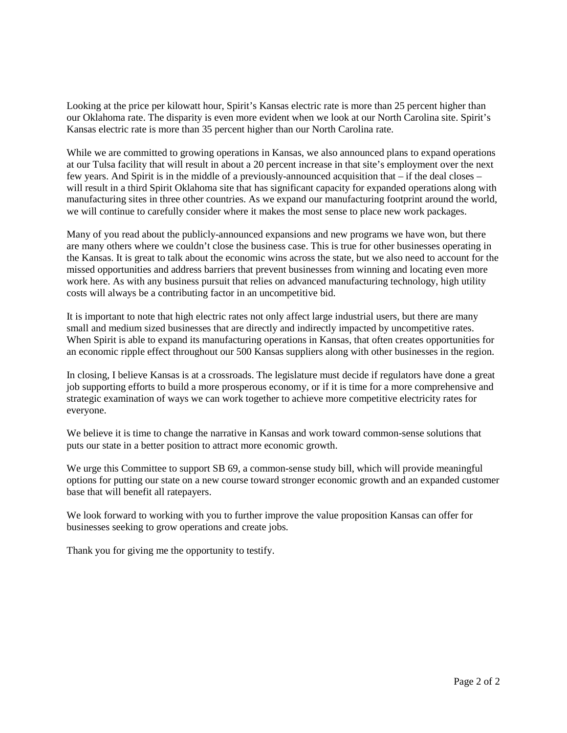Looking at the price per kilowatt hour, Spirit's Kansas electric rate is more than 25 percent higher than our Oklahoma rate. The disparity is even more evident when we look at our North Carolina site. Spirit's Kansas electric rate is more than 35 percent higher than our North Carolina rate.

While we are committed to growing operations in Kansas, we also announced plans to expand operations at our Tulsa facility that will result in about a 20 percent increase in that site's employment over the next few years. And Spirit is in the middle of a previously-announced acquisition that – if the deal closes – will result in a third Spirit Oklahoma site that has significant capacity for expanded operations along with manufacturing sites in three other countries. As we expand our manufacturing footprint around the world, we will continue to carefully consider where it makes the most sense to place new work packages.

Many of you read about the publicly-announced expansions and new programs we have won, but there are many others where we couldn't close the business case. This is true for other businesses operating in the Kansas. It is great to talk about the economic wins across the state, but we also need to account for the missed opportunities and address barriers that prevent businesses from winning and locating even more work here. As with any business pursuit that relies on advanced manufacturing technology, high utility costs will always be a contributing factor in an uncompetitive bid.

It is important to note that high electric rates not only affect large industrial users, but there are many small and medium sized businesses that are directly and indirectly impacted by uncompetitive rates. When Spirit is able to expand its manufacturing operations in Kansas, that often creates opportunities for an economic ripple effect throughout our 500 Kansas suppliers along with other businesses in the region.

In closing, I believe Kansas is at a crossroads. The legislature must decide if regulators have done a great job supporting efforts to build a more prosperous economy, or if it is time for a more comprehensive and strategic examination of ways we can work together to achieve more competitive electricity rates for everyone.

We believe it is time to change the narrative in Kansas and work toward common-sense solutions that puts our state in a better position to attract more economic growth.

We urge this Committee to support SB 69, a common-sense study bill, which will provide meaningful options for putting our state on a new course toward stronger economic growth and an expanded customer base that will benefit all ratepayers.

We look forward to working with you to further improve the value proposition Kansas can offer for businesses seeking to grow operations and create jobs.

Thank you for giving me the opportunity to testify.